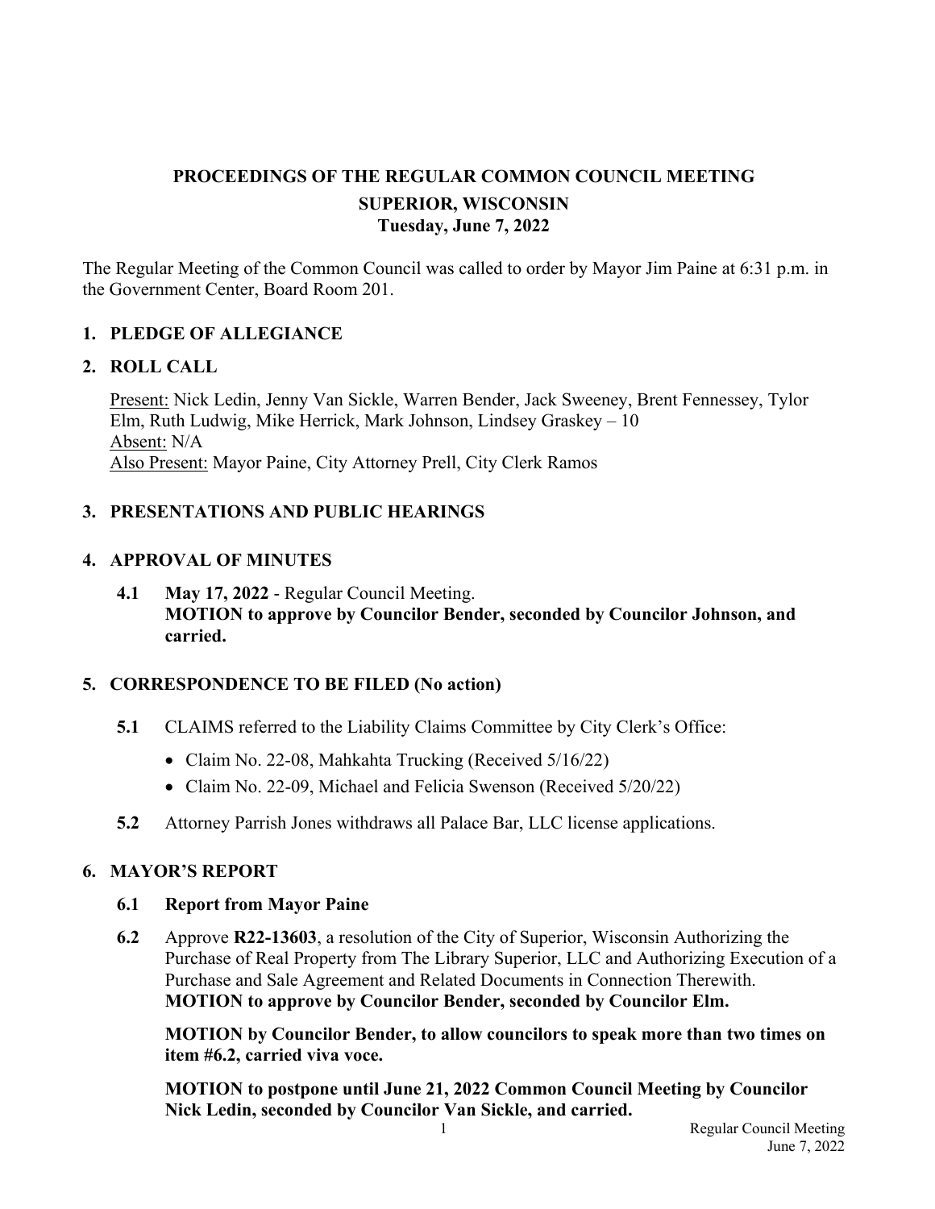# PROCEEDINGS OF THE REGULAR COMMON COUNCIL MEETING
## SUPERIOR, WISCONSIN
### Tuesday, June 7, 2022

The Regular Meeting of the Common Council was called to order by Mayor Jim Paine at 6:31 p.m. in the Government Center, Board Room 201.

## 1. PLEDGE OF ALLEGIANCE

## 2. ROLL CALL

Present: Nick Ledin, Jenny Van Sickle, Warren Bender, Jack Sweeney, Brent Fennessey, Tylor Elm, Ruth Ludwig, Mike Herrick, Mark Johnson, Lindsey Graskey – 10
Absent: N/A
Also Present: Mayor Paine, City Attorney Prell, City Clerk Ramos

## 3. PRESENTATIONS AND PUBLIC HEARINGS

## 4. APPROVAL OF MINUTES

**4.1** **May 17, 2022** - Regular Council Meeting.
**MOTION to approve by Councilor Bender, seconded by Councilor Johnson, and carried.**

## 5. CORRESPONDENCE TO BE FILED (No action)

**5.1** CLAIMS referred to the Liability Claims Committee by City Clerk's Office:

- Claim No. 22-08, Mahkahta Trucking (Received 5/16/22)
- Claim No. 22-09, Michael and Felicia Swenson (Received 5/20/22)

**5.2** Attorney Parrish Jones withdraws all Palace Bar, LLC license applications.

## 6. MAYOR'S REPORT

**6.1** **Report from Mayor Paine**

**6.2** Approve **R22-13603**, a resolution of the City of Superior, Wisconsin Authorizing the Purchase of Real Property from The Library Superior, LLC and Authorizing Execution of a Purchase and Sale Agreement and Related Documents in Connection Therewith.
**MOTION to approve by Councilor Bender, seconded by Councilor Elm.**

**MOTION by Councilor Bender, to allow councilors to speak more than two times on item #6.2, carried viva voce.**

**MOTION to postpone until June 21, 2022 Common Council Meeting by Councilor Nick Ledin, seconded by Councilor Van Sickle, and carried.**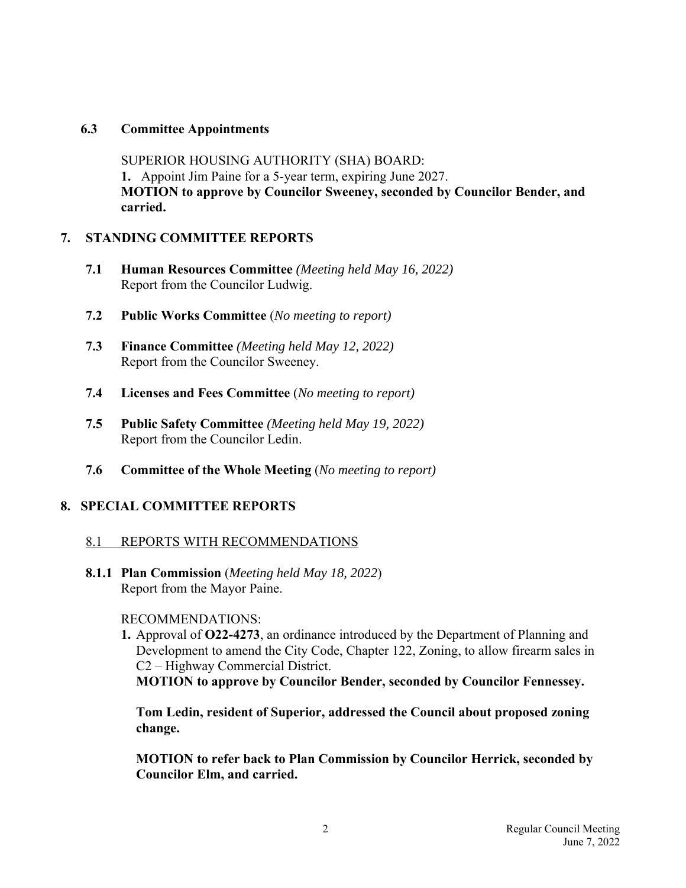### 6.3 Committee Appointments

SUPERIOR HOUSING AUTHORITY (SHA) BOARD:

**1.** Appoint Jim Paine for a 5-year term, expiring June 2027.

**MOTION to approve by Councilor Sweeney, seconded by Councilor Bender, and carried.**

## 7. STANDING COMMITTEE REPORTS

**7.1 Human Resources Committee** *(Meeting held May 16, 2022)*
Report from the Councilor Ludwig.

**7.2 Public Works Committee** (*No meeting to report)*

**7.3 Finance Committee** *(Meeting held May 12, 2022)*
Report from the Councilor Sweeney.

**7.4 Licenses and Fees Committee** (*No meeting to report)*

**7.5 Public Safety Committee** *(Meeting held May 19, 2022)*
Report from the Councilor Ledin.

**7.6 Committee of the Whole Meeting** (*No meeting to report)*

## 8. SPECIAL COMMITTEE REPORTS

<u>8.1 REPORTS WITH RECOMMENDATIONS</u>

**8.1.1 Plan Commission** (*Meeting held May 18, 2022*)
Report from the Mayor Paine.

RECOMMENDATIONS:

**1.** Approval of **O22-4273**, an ordinance introduced by the Department of Planning and Development to amend the City Code, Chapter 122, Zoning, to allow firearm sales in C2 – Highway Commercial District.
**MOTION to approve by Councilor Bender, seconded by Councilor Fennessey.**

**Tom Ledin, resident of Superior, addressed the Council about proposed zoning change.**

**MOTION to refer back to Plan Commission by Councilor Herrick, seconded by Councilor Elm, and carried.**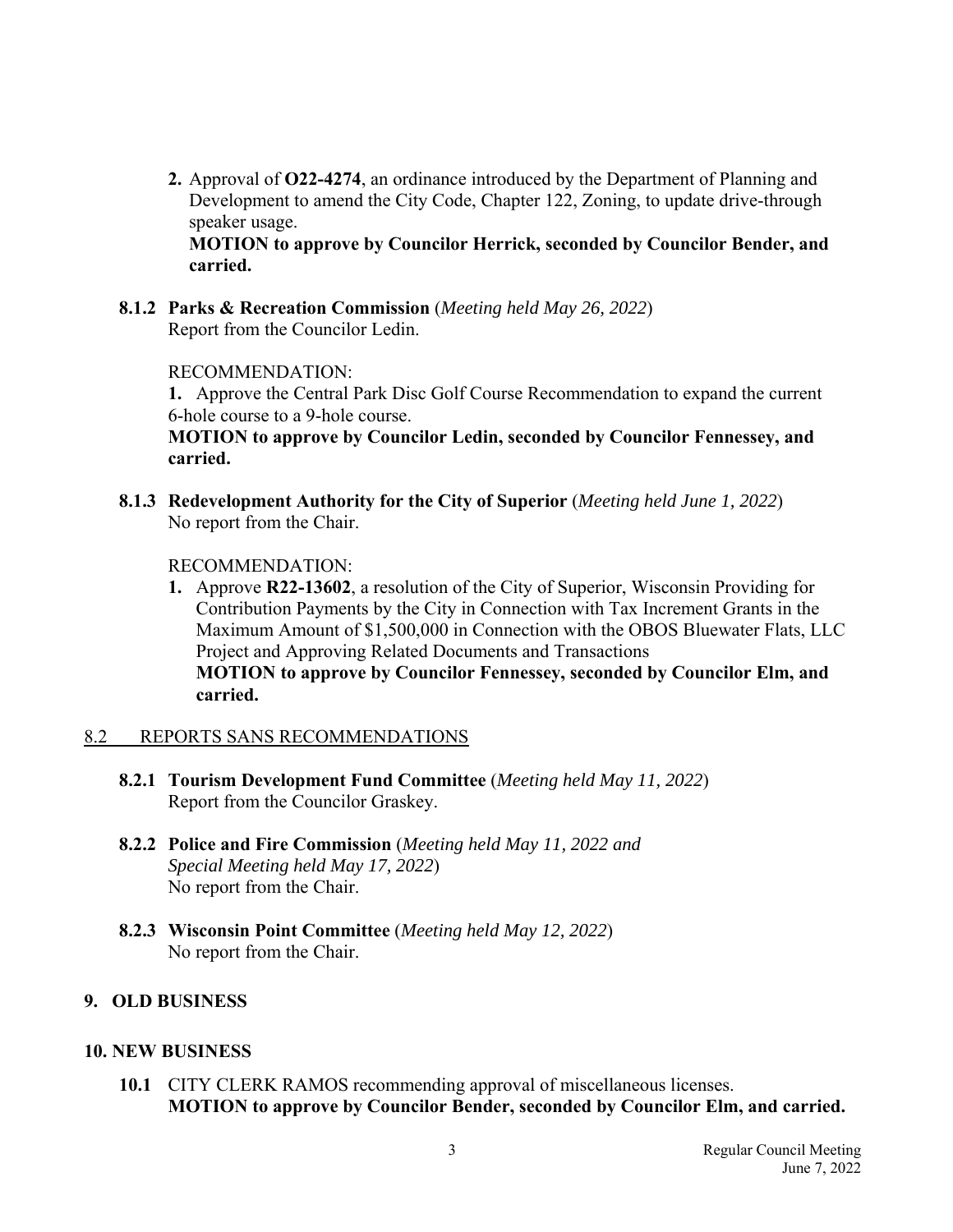2. Approval of **O22-4274**, an ordinance introduced by the Department of Planning and Development to amend the City Code, Chapter 122, Zoning, to update drive-through speaker usage.
   **MOTION to approve by Councilor Herrick, seconded by Councilor Bender, and carried.**

**8.1.2 Parks & Recreation Commission** (*Meeting held May 26, 2022*)
Report from the Councilor Ledin.

RECOMMENDATION:

1. Approve the Central Park Disc Golf Course Recommendation to expand the current 6-hole course to a 9-hole course.
   **MOTION to approve by Councilor Ledin, seconded by Councilor Fennessey, and carried.**

**8.1.3 Redevelopment Authority for the City of Superior** (*Meeting held June 1, 2022*)
No report from the Chair.

RECOMMENDATION:

1. Approve **R22-13602**, a resolution of the City of Superior, Wisconsin Providing for Contribution Payments by the City in Connection with Tax Increment Grants in the Maximum Amount of $1,500,000 in Connection with the OBOS Bluewater Flats, LLC Project and Approving Related Documents and Transactions
   **MOTION to approve by Councilor Fennessey, seconded by Councilor Elm, and carried.**

8.2 REPORTS SANS RECOMMENDATIONS

**8.2.1 Tourism Development Fund Committee** (*Meeting held May 11, 2022*)
Report from the Councilor Graskey.

**8.2.2 Police and Fire Commission** (*Meeting held May 11, 2022 and Special Meeting held May 17, 2022*)
No report from the Chair.

**8.2.3 Wisconsin Point Committee** (*Meeting held May 12, 2022*)
No report from the Chair.

## 9. OLD BUSINESS

## 10. NEW BUSINESS

**10.1** CITY CLERK RAMOS recommending approval of miscellaneous licenses.
**MOTION to approve by Councilor Bender, seconded by Councilor Elm, and carried.**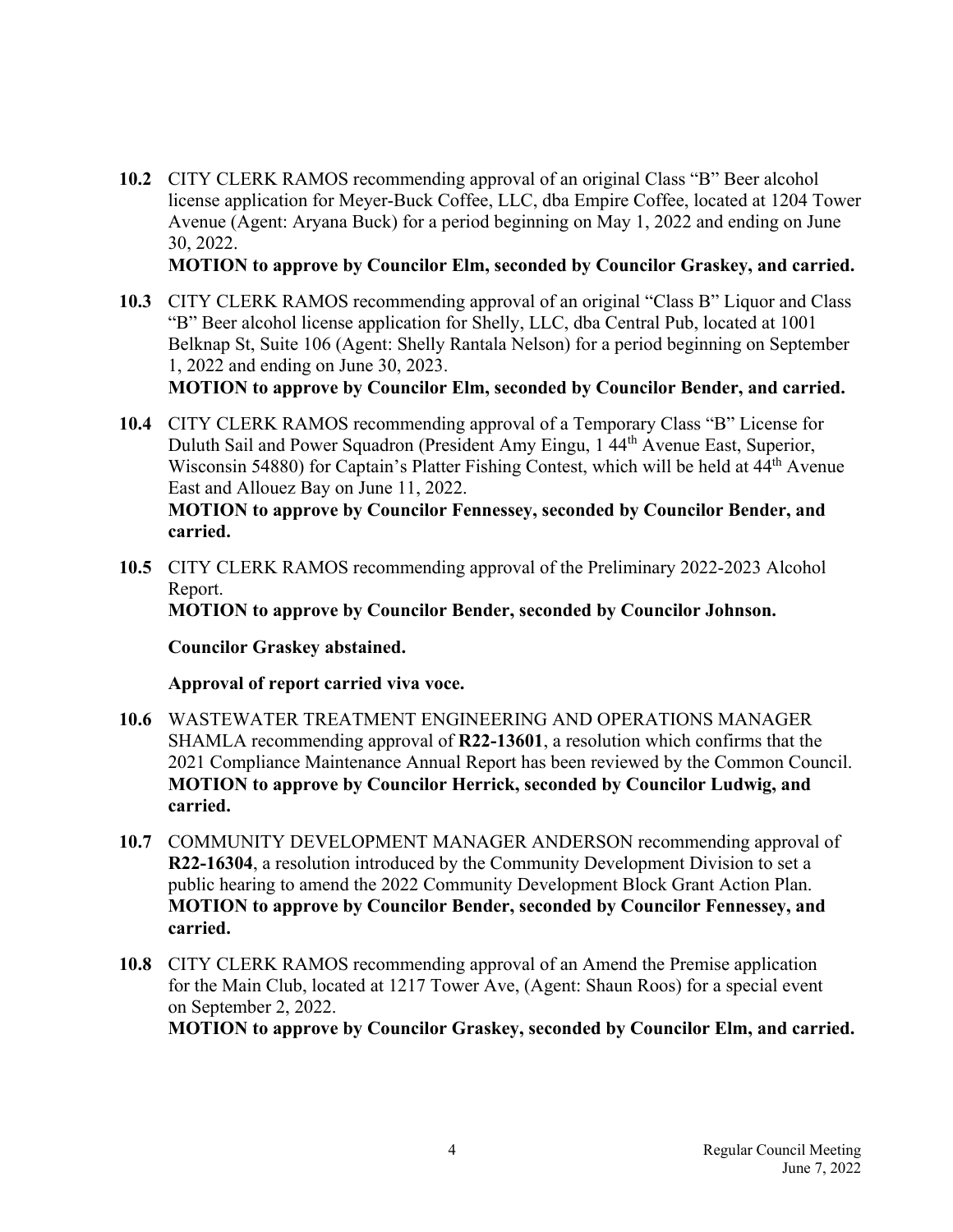**10.2** CITY CLERK RAMOS recommending approval of an original Class "B" Beer alcohol license application for Meyer-Buck Coffee, LLC, dba Empire Coffee, located at 1204 Tower Avenue (Agent: Aryana Buck) for a period beginning on May 1, 2022 and ending on June 30, 2022.
**MOTION to approve by Councilor Elm, seconded by Councilor Graskey, and carried.**

**10.3** CITY CLERK RAMOS recommending approval of an original "Class B" Liquor and Class "B" Beer alcohol license application for Shelly, LLC, dba Central Pub, located at 1001 Belknap St, Suite 106 (Agent: Shelly Rantala Nelson) for a period beginning on September 1, 2022 and ending on June 30, 2023.
**MOTION to approve by Councilor Elm, seconded by Councilor Bender, and carried.**

**10.4** CITY CLERK RAMOS recommending approval of a Temporary Class "B" License for Duluth Sail and Power Squadron (President Amy Eingu, 1 44th Avenue East, Superior, Wisconsin 54880) for Captain's Platter Fishing Contest, which will be held at 44th Avenue East and Allouez Bay on June 11, 2022.
**MOTION to approve by Councilor Fennessey, seconded by Councilor Bender, and carried.**

**10.5** CITY CLERK RAMOS recommending approval of the Preliminary 2022-2023 Alcohol Report.
**MOTION to approve by Councilor Bender, seconded by Councilor Johnson.**

**Councilor Graskey abstained.**

**Approval of report carried viva voce.**

**10.6** WASTEWATER TREATMENT ENGINEERING AND OPERATIONS MANAGER SHAMLA recommending approval of **R22-13601**, a resolution which confirms that the 2021 Compliance Maintenance Annual Report has been reviewed by the Common Council.
**MOTION to approve by Councilor Herrick, seconded by Councilor Ludwig, and carried.**

**10.7** COMMUNITY DEVELOPMENT MANAGER ANDERSON recommending approval of **R22-16304**, a resolution introduced by the Community Development Division to set a public hearing to amend the 2022 Community Development Block Grant Action Plan.
**MOTION to approve by Councilor Bender, seconded by Councilor Fennessey, and carried.**

**10.8** CITY CLERK RAMOS recommending approval of an Amend the Premise application for the Main Club, located at 1217 Tower Ave, (Agent: Shaun Roos) for a special event on September 2, 2022.
**MOTION to approve by Councilor Graskey, seconded by Councilor Elm, and carried.**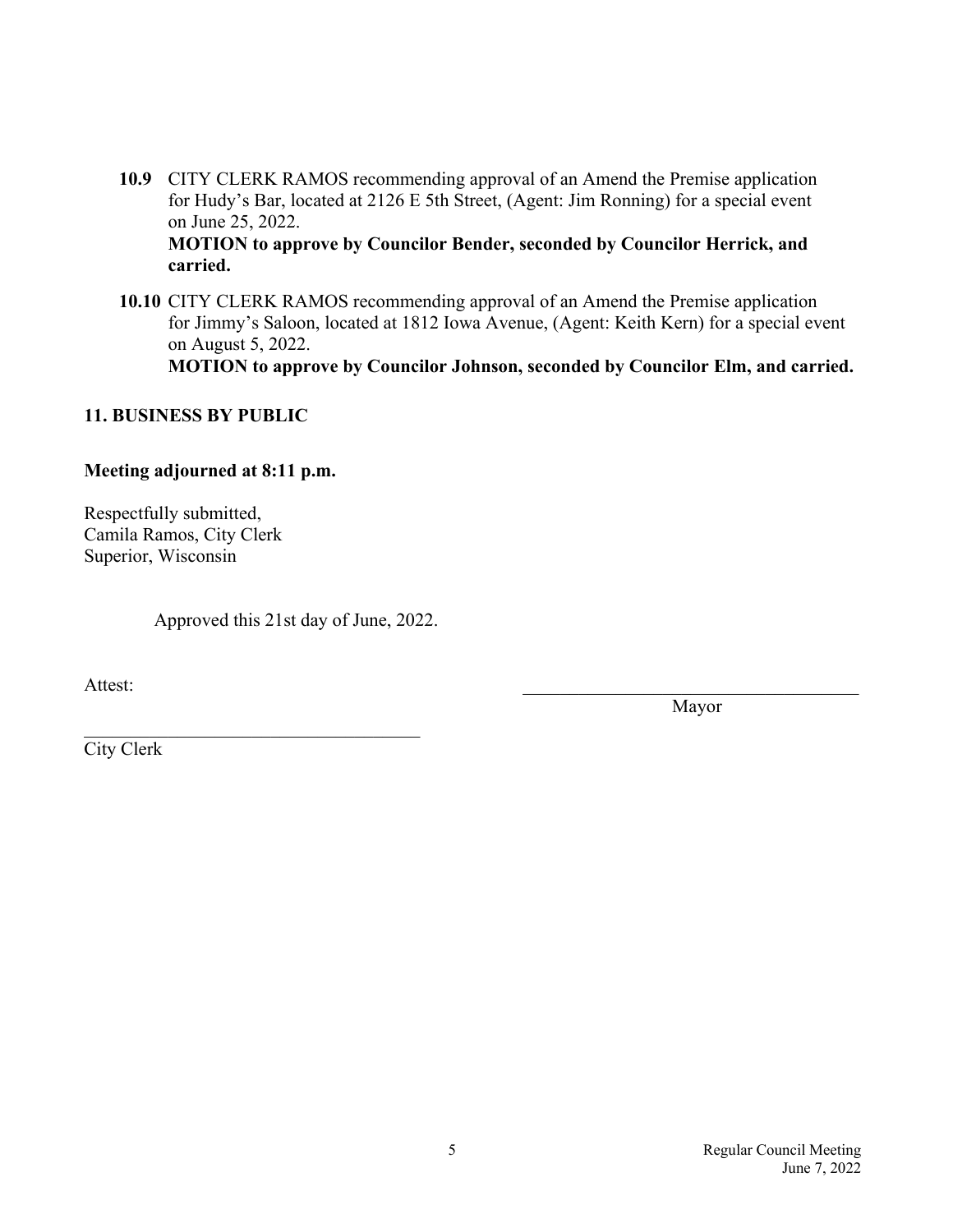**10.9** CITY CLERK RAMOS recommending approval of an Amend the Premise application for Hudy's Bar, located at 2126 E 5th Street, (Agent: Jim Ronning) for a special event on June 25, 2022.
**MOTION to approve by Councilor Bender, seconded by Councilor Herrick, and carried.**

**10.10** CITY CLERK RAMOS recommending approval of an Amend the Premise application for Jimmy's Saloon, located at 1812 Iowa Avenue, (Agent: Keith Kern) for a special event on August 5, 2022.
**MOTION to approve by Councilor Johnson, seconded by Councilor Elm, and carried.**

**11. BUSINESS BY PUBLIC**

**Meeting adjourned at 8:11 p.m.**

Respectfully submitted,
Camila Ramos, City Clerk
Superior, Wisconsin

Approved this 21st day of June, 2022.

Attest: ____________________________________
Mayor

____________________________________
City Clerk